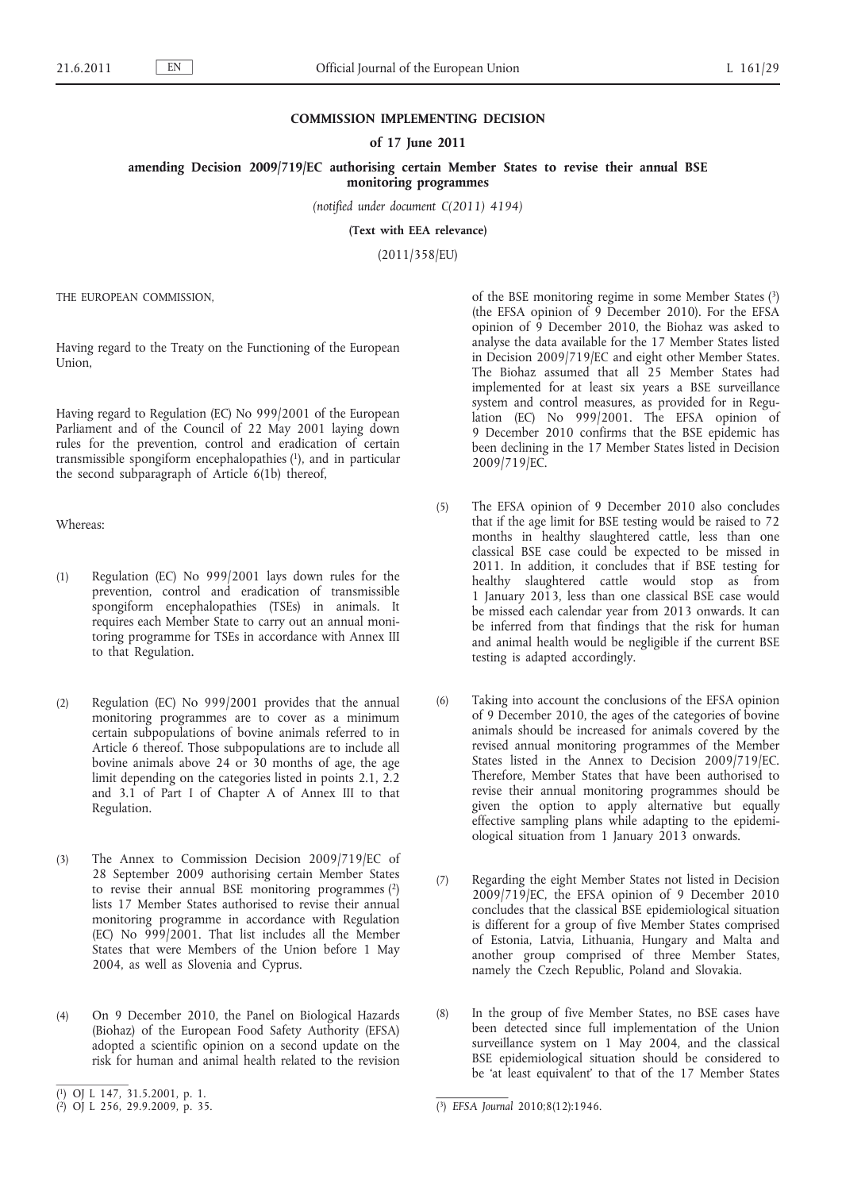**COMMISSION IMPLEMENTING DECISION**

**of 17 June 2011**

**amending Decision 2009/719/EC authorising certain Member States to revise their annual BSE monitoring programmes**

*(notified under document C(2011) 4194)*

**(Text with EEA relevance)**

(2011/358/EU)

THE EUROPEAN COMMISSION,

Having regard to the Treaty on the Functioning of the European Union,

Having regard to Regulation (EC) No 999/2001 of the European Parliament and of the Council of 22 May 2001 laying down rules for the prevention, control and eradication of certain transmissible spongiform encephalopathies [1], and in particular the second subparagraph of Article 6(1b) thereof,

Whereas:

(1) Regulation (EC) No 999/2001 lays down rules for the prevention, control and eradication of transmissible spongiform encephalopathies (TSEs) in animals. It requires each Member State to carry out an annual monitoring programme for TSEs in accordance with Annex III to that Regulation.

(2) Regulation (EC) No 999/2001 provides that the annual monitoring programmes are to cover as a minimum certain subpopulations of bovine animals referred to in Article 6 thereof. Those subpopulations are to include all bovine animals above 24 or 30 months of age, the age limit depending on the categories listed in points 2.1, 2.2 and 3.1 of Part I of Chapter A of Annex III to that Regulation.

(3) The Annex to Commission Decision 2009/719/EC of 28 September 2009 authorising certain Member States to revise their annual BSE monitoring programmes [2] lists 17 Member States authorised to revise their annual monitoring programme in accordance with Regulation (EC) No 999/2001. That list includes all the Member States that were Members of the Union before 1 May 2004, as well as Slovenia and Cyprus.

(4) On 9 December 2010, the Panel on Biological Hazards (Biohaz) of the European Food Safety Authority (EFSA) adopted a scientific opinion on a second update on the risk for human and animal health related to the revision of the BSE monitoring regime in some Member States [3] (the EFSA opinion of 9 December 2010). For the EFSA opinion of 9 December 2010, the Biohaz was asked to analyse the data available for the 17 Member States listed in Decision 2009/719/EC and eight other Member States. The Biohaz assumed that all 25 Member States had implemented for at least six years a BSE surveillance system and control measures, as provided for in Regulation (EC) No 999/2001. The EFSA opinion of 9 December 2010 confirms that the BSE epidemic has been declining in the 17 Member States listed in Decision 2009/719/EC.

(5) The EFSA opinion of 9 December 2010 also concludes that if the age limit for BSE testing would be raised to 72 months in healthy slaughtered cattle, less than one classical BSE case could be expected to be missed in 2011. In addition, it concludes that if BSE testing for healthy slaughtered cattle would stop as from 1 January 2013, less than one classical BSE case would be missed each calendar year from 2013 onwards. It can be inferred from that findings that the risk for human and animal health would be negligible if the current BSE testing is adapted accordingly.

(6) Taking into account the conclusions of the EFSA opinion of 9 December 2010, the ages of the categories of bovine animals should be increased for animals covered by the revised annual monitoring programmes of the Member States listed in the Annex to Decision 2009/719/EC. Therefore, Member States that have been authorised to revise their annual monitoring programmes should be given the option to apply alternative but equally effective sampling plans while adapting to the epidemiological situation from 1 January 2013 onwards.

(7) Regarding the eight Member States not listed in Decision 2009/719/EC, the EFSA opinion of 9 December 2010 concludes that the classical BSE epidemiological situation is different for a group of five Member States comprised of Estonia, Latvia, Lithuania, Hungary and Malta and another group comprised of three Member States, namely the Czech Republic, Poland and Slovakia.

(8) In the group of five Member States, no BSE cases have been detected since full implementation of the Union surveillance system on 1 May 2004, and the classical BSE epidemiological situation should be considered to be 'at least equivalent' to that of the 17 Member States

---

[1] OJ L 147, 31.5.2001, p. 1.

[2] OJ L 256, 29.9.2009, p. 35.

[3] *EFSA Journal* 2010;8(12):1946.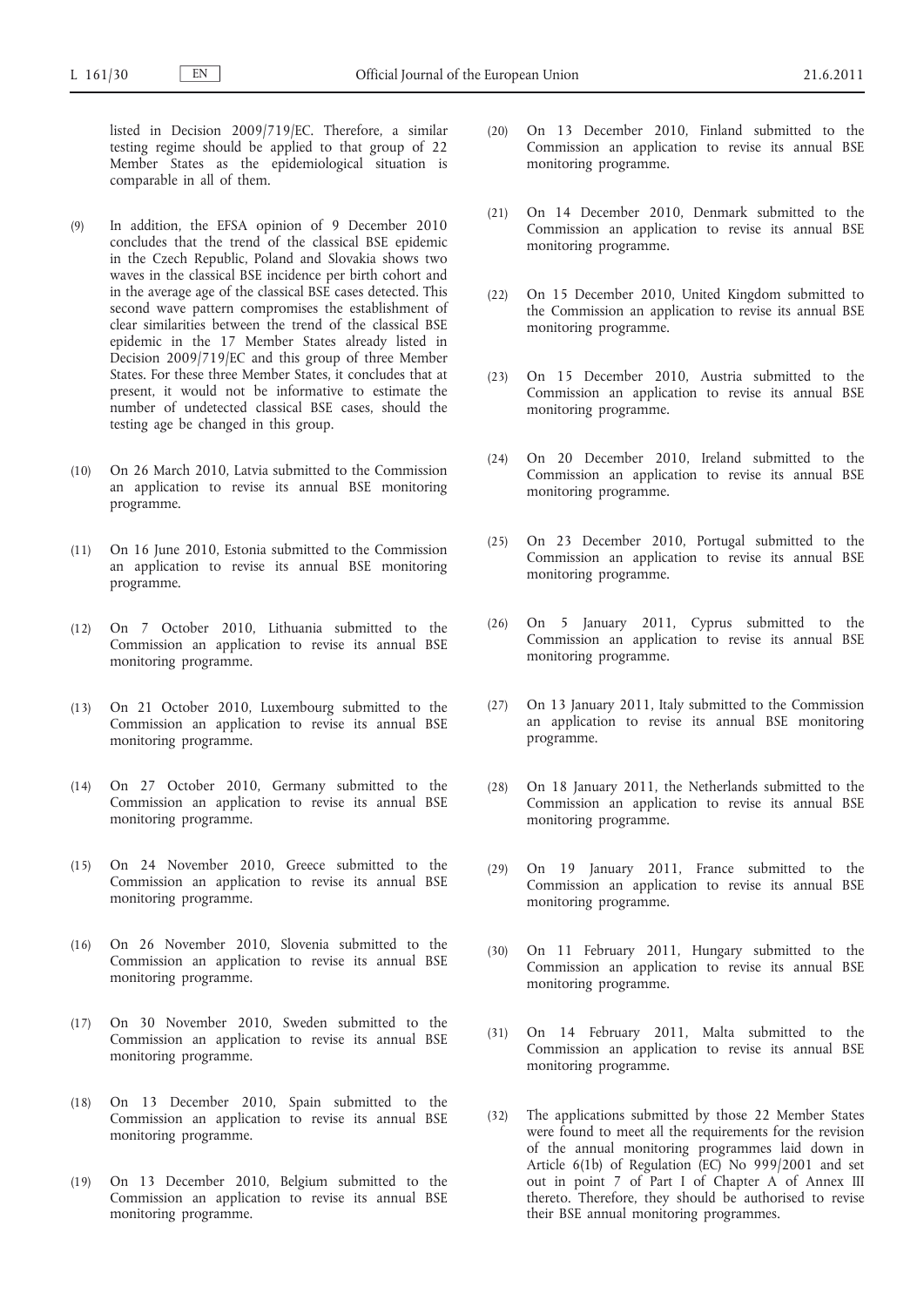listed in Decision 2009/719/EC. Therefore, a similar testing regime should be applied to that group of 22 Member States as the epidemiological situation is comparable in all of them.

(9) In addition, the EFSA opinion of 9 December 2010 concludes that the trend of the classical BSE epidemic in the Czech Republic, Poland and Slovakia shows two waves in the classical BSE incidence per birth cohort and in the average age of the classical BSE cases detected. This second wave pattern compromises the establishment of clear similarities between the trend of the classical BSE epidemic in the 17 Member States already listed in Decision 2009/719/EC and this group of three Member States. For these three Member States, it concludes that at present, it would not be informative to estimate the number of undetected classical BSE cases, should the testing age be changed in this group.

(10) On 26 March 2010, Latvia submitted to the Commission an application to revise its annual BSE monitoring programme.

(11) On 16 June 2010, Estonia submitted to the Commission an application to revise its annual BSE monitoring programme.

(12) On 7 October 2010, Lithuania submitted to the Commission an application to revise its annual BSE monitoring programme.

(13) On 21 October 2010, Luxembourg submitted to the Commission an application to revise its annual BSE monitoring programme.

(14) On 27 October 2010, Germany submitted to the Commission an application to revise its annual BSE monitoring programme.

(15) On 24 November 2010, Greece submitted to the Commission an application to revise its annual BSE monitoring programme.

(16) On 26 November 2010, Slovenia submitted to the Commission an application to revise its annual BSE monitoring programme.

(17) On 30 November 2010, Sweden submitted to the Commission an application to revise its annual BSE monitoring programme.

(18) On 13 December 2010, Spain submitted to the Commission an application to revise its annual BSE monitoring programme.

(19) On 13 December 2010, Belgium submitted to the Commission an application to revise its annual BSE monitoring programme.

(20) On 13 December 2010, Finland submitted to the Commission an application to revise its annual BSE monitoring programme.

(21) On 14 December 2010, Denmark submitted to the Commission an application to revise its annual BSE monitoring programme.

(22) On 15 December 2010, United Kingdom submitted to the Commission an application to revise its annual BSE monitoring programme.

(23) On 15 December 2010, Austria submitted to the Commission an application to revise its annual BSE monitoring programme.

(24) On 20 December 2010, Ireland submitted to the Commission an application to revise its annual BSE monitoring programme.

(25) On 23 December 2010, Portugal submitted to the Commission an application to revise its annual BSE monitoring programme.

(26) On 5 January 2011, Cyprus submitted to the Commission an application to revise its annual BSE monitoring programme.

(27) On 13 January 2011, Italy submitted to the Commission an application to revise its annual BSE monitoring programme.

(28) On 18 January 2011, the Netherlands submitted to the Commission an application to revise its annual BSE monitoring programme.

(29) On 19 January 2011, France submitted to the Commission an application to revise its annual BSE monitoring programme.

(30) On 11 February 2011, Hungary submitted to the Commission an application to revise its annual BSE monitoring programme.

(31) On 14 February 2011, Malta submitted to the Commission an application to revise its annual BSE monitoring programme.

(32) The applications submitted by those 22 Member States were found to meet all the requirements for the revision of the annual monitoring programmes laid down in Article 6(1b) of Regulation (EC) No 999/2001 and set out in point 7 of Part I of Chapter A of Annex III thereto. Therefore, they should be authorised to revise their BSE annual monitoring programmes.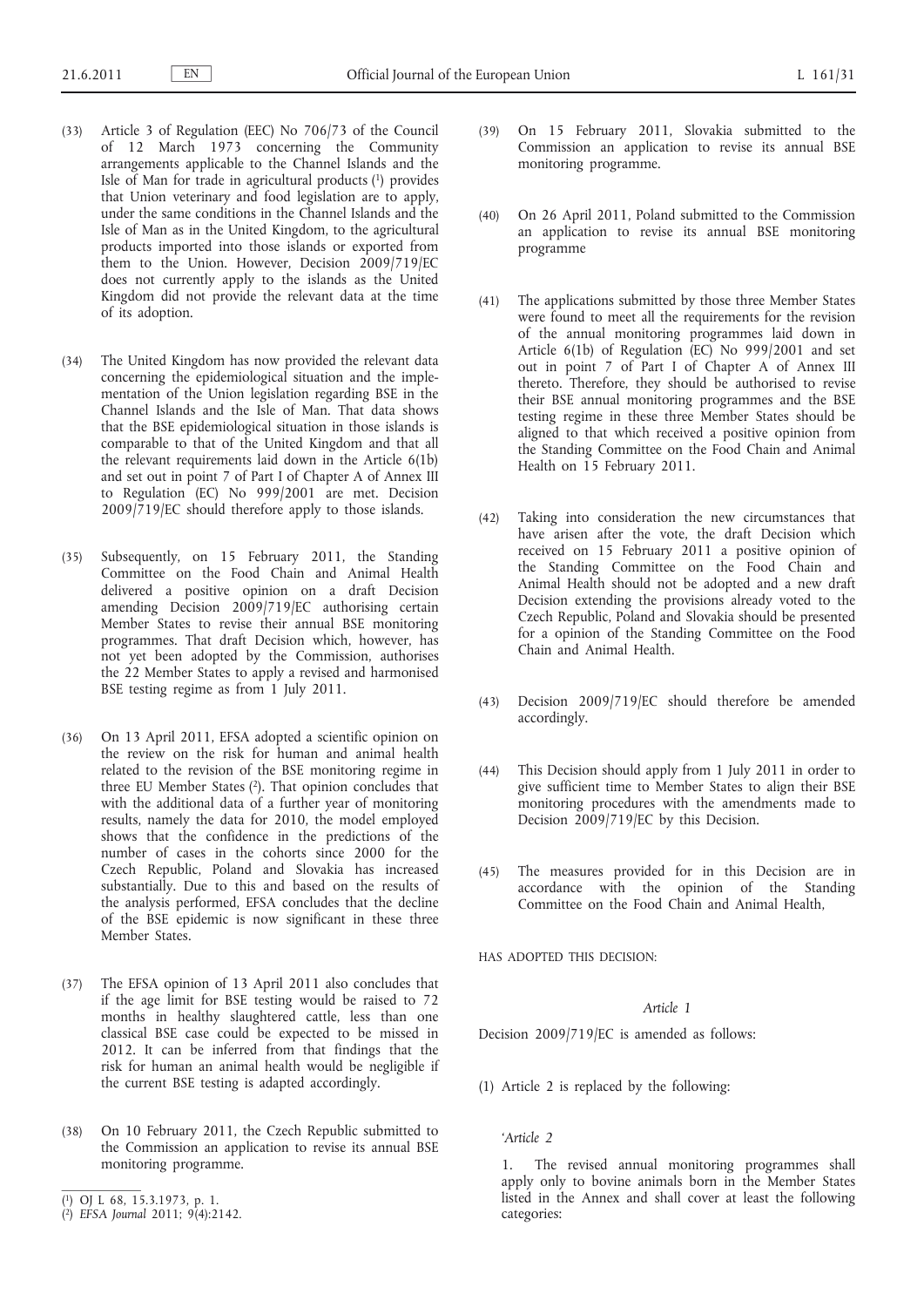(33) Article 3 of Regulation (EEC) No 706/73 of the Council of 12 March 1973 concerning the Community arrangements applicable to the Channel Islands and the Isle of Man for trade in agricultural products [1] provides that Union veterinary and food legislation are to apply, under the same conditions in the Channel Islands and the Isle of Man as in the United Kingdom, to the agricultural products imported into those islands or exported from them to the Union. However, Decision 2009/719/EC does not currently apply to the islands as the United Kingdom did not provide the relevant data at the time of its adoption.

(34) The United Kingdom has now provided the relevant data concerning the epidemiological situation and the implementation of the Union legislation regarding BSE in the Channel Islands and the Isle of Man. That data shows that the BSE epidemiological situation in those islands is comparable to that of the United Kingdom and that all the relevant requirements laid down in the Article 6(1b) and set out in point 7 of Part I of Chapter A of Annex III to Regulation (EC) No 999/2001 are met. Decision 2009/719/EC should therefore apply to those islands.

(35) Subsequently, on 15 February 2011, the Standing Committee on the Food Chain and Animal Health delivered a positive opinion on a draft Decision amending Decision 2009/719/EC authorising certain Member States to revise their annual BSE monitoring programmes. That draft Decision which, however, has not yet been adopted by the Commission, authorises the 22 Member States to apply a revised and harmonised BSE testing regime as from 1 July 2011.

(36) On 13 April 2011, EFSA adopted a scientific opinion on the review on the risk for human and animal health related to the revision of the BSE monitoring regime in three EU Member States [2]. That opinion concludes that with the additional data of a further year of monitoring results, namely the data for 2010, the model employed shows that the confidence in the predictions of the number of cases in the cohorts since 2000 for the Czech Republic, Poland and Slovakia has increased substantially. Due to this and based on the results of the analysis performed, EFSA concludes that the decline of the BSE epidemic is now significant in these three Member States.

(37) The EFSA opinion of 13 April 2011 also concludes that if the age limit for BSE testing would be raised to 72 months in healthy slaughtered cattle, less than one classical BSE case could be expected to be missed in 2012. It can be inferred from that findings that the risk for human an animal health would be negligible if the current BSE testing is adapted accordingly.

(38) On 10 February 2011, the Czech Republic submitted to the Commission an application to revise its annual BSE monitoring programme.

(39) On 15 February 2011, Slovakia submitted to the Commission an application to revise its annual BSE monitoring programme.

(40) On 26 April 2011, Poland submitted to the Commission an application to revise its annual BSE monitoring programme

(41) The applications submitted by those three Member States were found to meet all the requirements for the revision of the annual monitoring programmes laid down in Article 6(1b) of Regulation (EC) No 999/2001 and set out in point 7 of Part I of Chapter A of Annex III thereto. Therefore, they should be authorised to revise their BSE annual monitoring programmes and the BSE testing regime in these three Member States should be aligned to that which received a positive opinion from the Standing Committee on the Food Chain and Animal Health on 15 February 2011.

(42) Taking into consideration the new circumstances that have arisen after the vote, the draft Decision which received on 15 February 2011 a positive opinion of the Standing Committee on the Food Chain and Animal Health should not be adopted and a new draft Decision extending the provisions already voted to the Czech Republic, Poland and Slovakia should be presented for a opinion of the Standing Committee on the Food Chain and Animal Health.

(43) Decision 2009/719/EC should therefore be amended accordingly.

(44) This Decision should apply from 1 July 2011 in order to give sufficient time to Member States to align their BSE monitoring procedures with the amendments made to Decision 2009/719/EC by this Decision.

(45) The measures provided for in this Decision are in accordance with the opinion of the Standing Committee on the Food Chain and Animal Health,

HAS ADOPTED THIS DECISION:

*Article 1*

Decision 2009/719/EC is amended as follows:

(1) Article 2 is replaced by the following:

'*Article 2*

1. The revised annual monitoring programmes shall apply only to bovine animals born in the Member States listed in the Annex and shall cover at least the following categories:

---

[1] OJ L 68, 15.3.1973, p. 1.

[2] *EFSA Journal* 2011; 9(4):2142.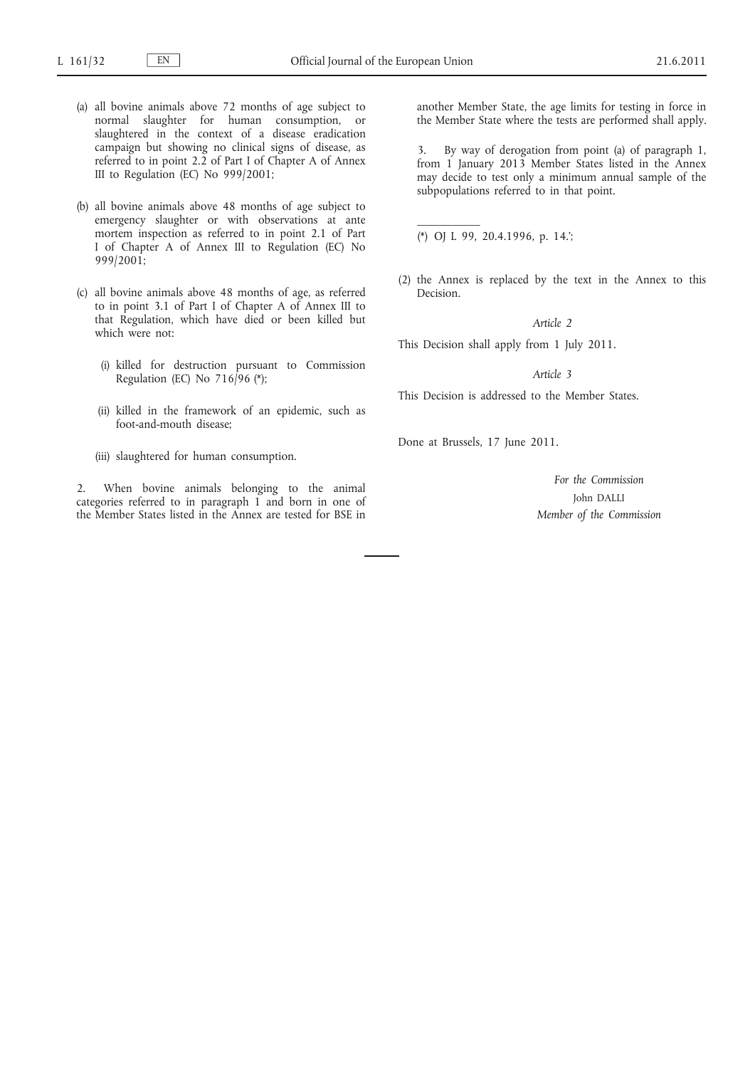(a) all bovine animals above 72 months of age subject to normal slaughter for human consumption, or slaughtered in the context of a disease eradication campaign but showing no clinical signs of disease, as referred to in point 2.2 of Part I of Chapter A of Annex III to Regulation (EC) No 999/2001;

(b) all bovine animals above 48 months of age subject to emergency slaughter or with observations at ante mortem inspection as referred to in point 2.1 of Part I of Chapter A of Annex III to Regulation (EC) No 999/2001;

(c) all bovine animals above 48 months of age, as referred to in point 3.1 of Part I of Chapter A of Annex III to that Regulation, which have died or been killed but which were not:

(i) killed for destruction pursuant to Commission Regulation (EC) No 716/96 (*);

(ii) killed in the framework of an epidemic, such as foot-and-mouth disease;

(iii) slaughtered for human consumption.

2. When bovine animals belonging to the animal categories referred to in paragraph 1 and born in one of the Member States listed in the Annex are tested for BSE in another Member State, the age limits for testing in force in the Member State where the tests are performed shall apply.

3. By way of derogation from point (a) of paragraph 1, from 1 January 2013 Member States listed in the Annex may decide to test only a minimum annual sample of the subpopulations referred to in that point.

---

(*) OJ L 99, 20.4.1996, p. 14.';

(2) the Annex is replaced by the text in the Annex to this Decision.

*Article 2*

This Decision shall apply from 1 July 2011.

*Article 3*

This Decision is addressed to the Member States.

Done at Brussels, 17 June 2011.

*For the Commission*

John DALLI

*Member of the Commission*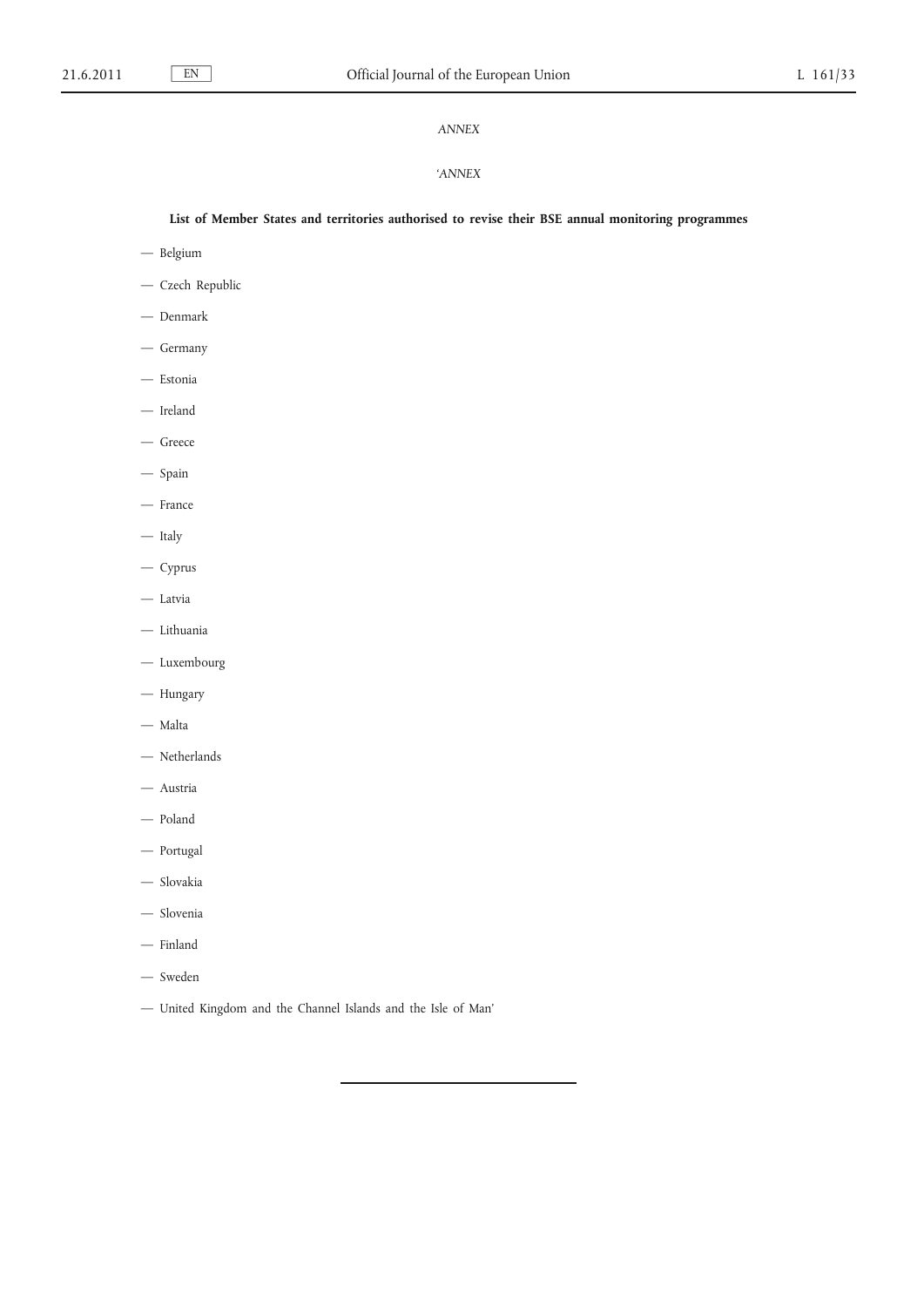*ANNEX*

*'ANNEX*

**List of Member States and territories authorised to revise their BSE annual monitoring programmes**

— Belgium

— Czech Republic

— Denmark

— Germany

— Estonia

— Ireland

— Greece

— Spain

— France

— Italy

— Cyprus

— Latvia

— Lithuania

— Luxembourg

— Hungary

— Malta

— Netherlands

— Austria

— Poland

— Portugal

— Slovakia

— Slovenia

— Finland

— Sweden

— United Kingdom and the Channel Islands and the Isle of Man'